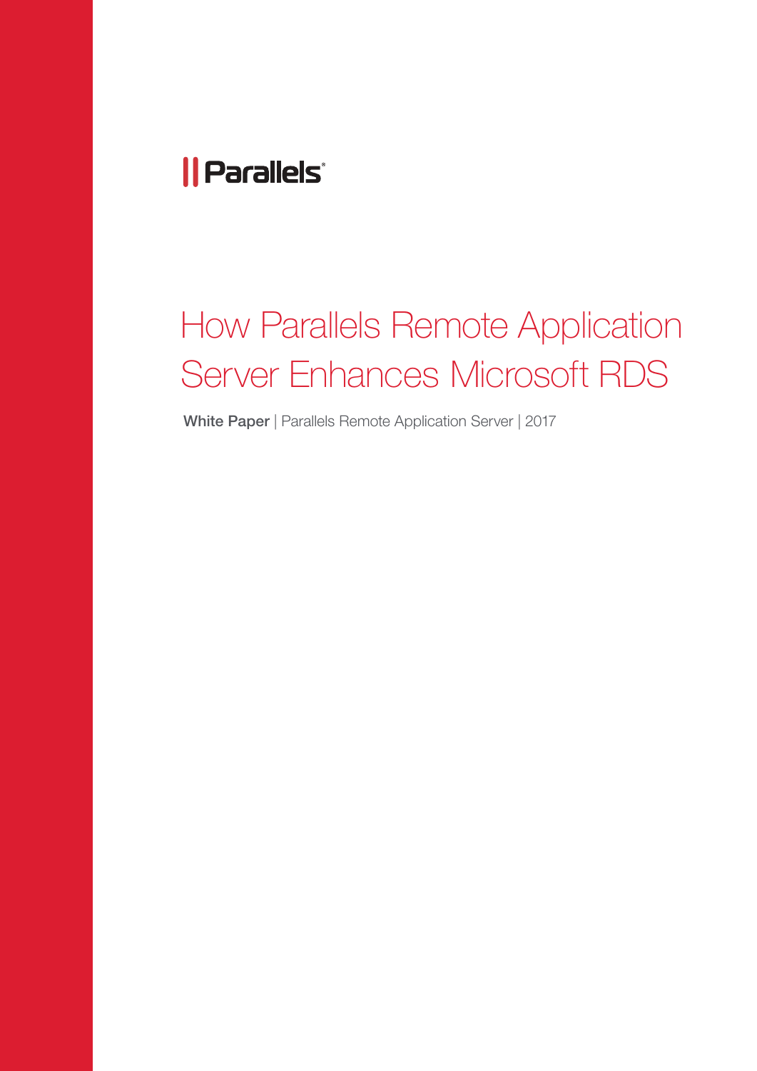Parallels

# How Parallels Remote Application Server Enhances Microsoft RDS

**White Paper** | Parallels Remote Application Server | 2017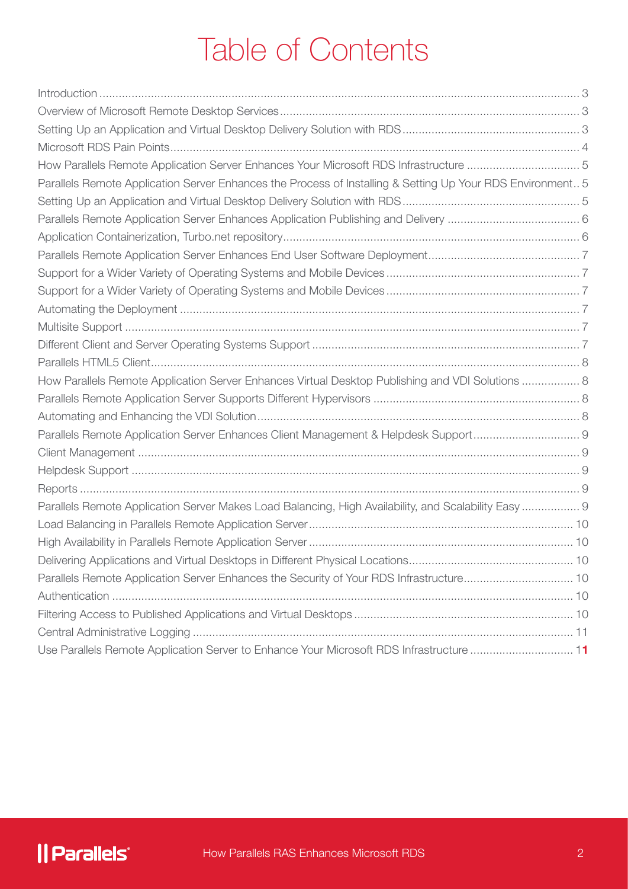# Table of Contents

| | |
|---|---|
| Introduction | 3 |
| Overview of Microsoft Remote Desktop Services | 3 |
| Setting Up an Application and Virtual Desktop Delivery Solution with RDS | 3 |
| Microsoft RDS Pain Points | 4 |
| How Parallels Remote Application Server Enhances Your Microsoft RDS Infrastructure | 5 |
| Parallels Remote Application Server Enhances the Process of Installing & Setting Up Your RDS Environment | 5 |
| Setting Up an Application and Virtual Desktop Delivery Solution with RDS | 5 |
| Parallels Remote Application Server Enhances Application Publishing and Delivery | 6 |
| Application Containerization, Turbo.net repository | 6 |
| Parallels Remote Application Server Enhances End User Software Deployment | 7 |
| Support for a Wider Variety of Operating Systems and Mobile Devices | 7 |
| Support for a Wider Variety of Operating Systems and Mobile Devices | 7 |
| Automating the Deployment | 7 |
| Multisite Support | 7 |
| Different Client and Server Operating Systems Support | 7 |
| Parallels HTML5 Client | 8 |
| How Parallels Remote Application Server Enhances Virtual Desktop Publishing and VDI Solutions | 8 |
| Parallels Remote Application Server Supports Different Hypervisors | 8 |
| Automating and Enhancing the VDI Solution | 8 |
| Parallels Remote Application Server Enhances Client Management & Helpdesk Support | 9 |
| Client Management | 9 |
| Helpdesk Support | 9 |
| Reports | 9 |
| Parallels Remote Application Server Makes Load Balancing, High Availability, and Scalability Easy | 9 |
| Load Balancing in Parallels Remote Application Server | 10 |
| High Availability in Parallels Remote Application Server | 10 |
| Delivering Applications and Virtual Desktops in Different Physical Locations | 10 |
| Parallels Remote Application Server Enhances the Security of Your RDS Infrastructure | 10 |
| Authentication | 10 |
| Filtering Access to Published Applications and Virtual Desktops | 10 |
| Central Administrative Logging | 11 |
| Use Parallels Remote Application Server to Enhance Your Microsoft RDS Infrastructure | 11 |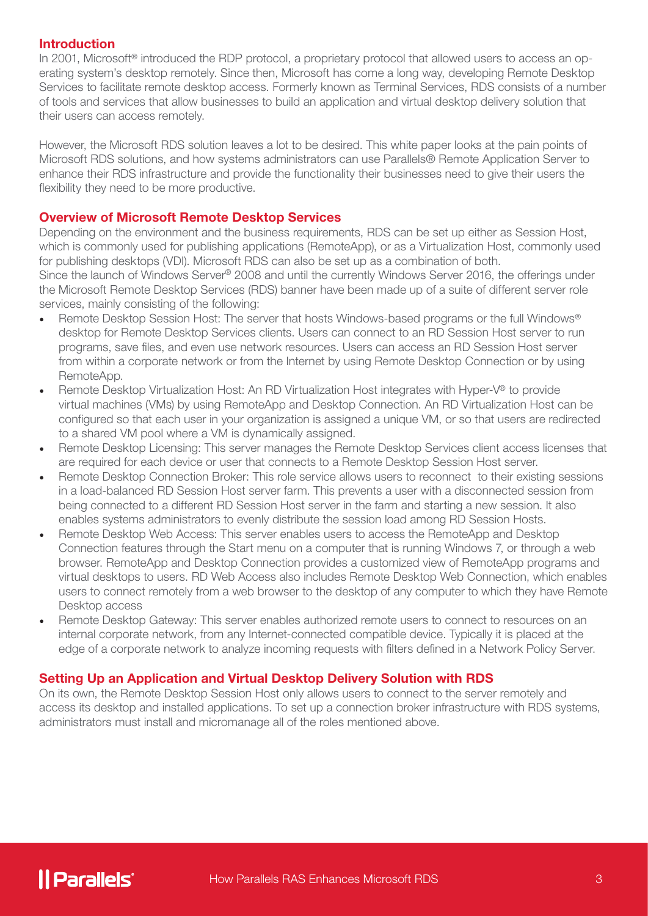## Introduction

In 2001, Microsoft® introduced the RDP protocol, a proprietary protocol that allowed users to access an operating system's desktop remotely. Since then, Microsoft has come a long way, developing Remote Desktop Services to facilitate remote desktop access. Formerly known as Terminal Services, RDS consists of a number of tools and services that allow businesses to build an application and virtual desktop delivery solution that their users can access remotely.

However, the Microsoft RDS solution leaves a lot to be desired. This white paper looks at the pain points of Microsoft RDS solutions, and how systems administrators can use Parallels® Remote Application Server to enhance their RDS infrastructure and provide the functionality their businesses need to give their users the flexibility they need to be more productive.

## Overview of Microsoft Remote Desktop Services

Depending on the environment and the business requirements, RDS can be set up either as Session Host, which is commonly used for publishing applications (RemoteApp), or as a Virtualization Host, commonly used for publishing desktops (VDI). Microsoft RDS can also be set up as a combination of both.

Since the launch of Windows Server® 2008 and until the currently Windows Server 2016, the offerings under the Microsoft Remote Desktop Services (RDS) banner have been made up of a suite of different server role services, mainly consisting of the following:

- Remote Desktop Session Host: The server that hosts Windows-based programs or the full Windows® desktop for Remote Desktop Services clients. Users can connect to an RD Session Host server to run programs, save files, and even use network resources. Users can access an RD Session Host server from within a corporate network or from the Internet by using Remote Desktop Connection or by using RemoteApp.
- Remote Desktop Virtualization Host: An RD Virtualization Host integrates with Hyper-V® to provide virtual machines (VMs) by using RemoteApp and Desktop Connection. An RD Virtualization Host can be configured so that each user in your organization is assigned a unique VM, or so that users are redirected to a shared VM pool where a VM is dynamically assigned.
- Remote Desktop Licensing: This server manages the Remote Desktop Services client access licenses that are required for each device or user that connects to a Remote Desktop Session Host server.
- Remote Desktop Connection Broker: This role service allows users to reconnect to their existing sessions in a load-balanced RD Session Host server farm. This prevents a user with a disconnected session from being connected to a different RD Session Host server in the farm and starting a new session. It also enables systems administrators to evenly distribute the session load among RD Session Hosts.
- Remote Desktop Web Access: This server enables users to access the RemoteApp and Desktop Connection features through the Start menu on a computer that is running Windows 7, or through a web browser. RemoteApp and Desktop Connection provides a customized view of RemoteApp programs and virtual desktops to users. RD Web Access also includes Remote Desktop Web Connection, which enables users to connect remotely from a web browser to the desktop of any computer to which they have Remote Desktop access
- Remote Desktop Gateway: This server enables authorized remote users to connect to resources on an internal corporate network, from any Internet-connected compatible device. Typically it is placed at the edge of a corporate network to analyze incoming requests with filters defined in a Network Policy Server.

## Setting Up an Application and Virtual Desktop Delivery Solution with RDS

On its own, the Remote Desktop Session Host only allows users to connect to the server remotely and access its desktop and installed applications. To set up a connection broker infrastructure with RDS systems, administrators must install and micromanage all of the roles mentioned above.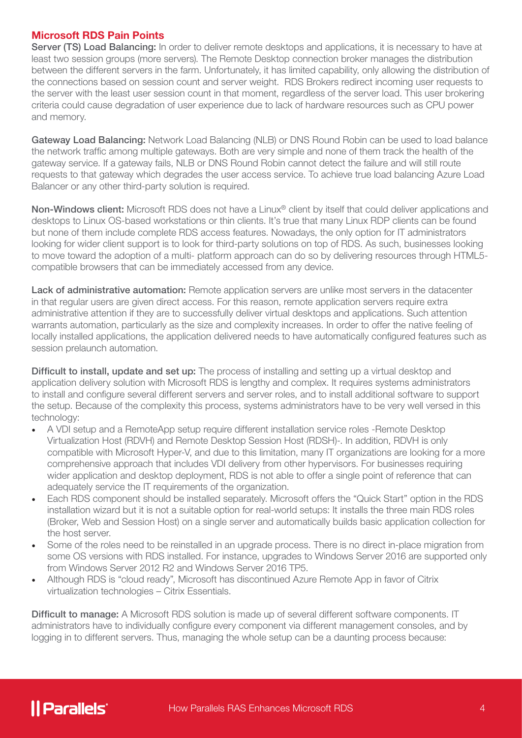## Microsoft RDS Pain Points

**Server (TS) Load Balancing:** In order to deliver remote desktops and applications, it is necessary to have at least two session groups (more servers). The Remote Desktop connection broker manages the distribution between the different servers in the farm. Unfortunately, it has limited capability, only allowing the distribution of the connections based on session count and server weight. RDS Brokers redirect incoming user requests to the server with the least user session count in that moment, regardless of the server load. This user brokering criteria could cause degradation of user experience due to lack of hardware resources such as CPU power and memory.

**Gateway Load Balancing:** Network Load Balancing (NLB) or DNS Round Robin can be used to load balance the network traffic among multiple gateways. Both are very simple and none of them track the health of the gateway service. If a gateway fails, NLB or DNS Round Robin cannot detect the failure and will still route requests to that gateway which degrades the user access service. To achieve true load balancing Azure Load Balancer or any other third-party solution is required.

**Non-Windows client:** Microsoft RDS does not have a Linux® client by itself that could deliver applications and desktops to Linux OS-based workstations or thin clients. It's true that many Linux RDP clients can be found but none of them include complete RDS access features. Nowadays, the only option for IT administrators looking for wider client support is to look for third-party solutions on top of RDS. As such, businesses looking to move toward the adoption of a multi- platform approach can do so by delivering resources through HTML5-compatible browsers that can be immediately accessed from any device.

**Lack of administrative automation:** Remote application servers are unlike most servers in the datacenter in that regular users are given direct access. For this reason, remote application servers require extra administrative attention if they are to successfully deliver virtual desktops and applications. Such attention warrants automation, particularly as the size and complexity increases. In order to offer the native feeling of locally installed applications, the application delivered needs to have automatically configured features such as session prelaunch automation.

**Difficult to install, update and set up:** The process of installing and setting up a virtual desktop and application delivery solution with Microsoft RDS is lengthy and complex. It requires systems administrators to install and configure several different servers and server roles, and to install additional software to support the setup. Because of the complexity this process, systems administrators have to be very well versed in this technology:

- A VDI setup and a RemoteApp setup require different installation service roles -Remote Desktop Virtualization Host (RDVH) and Remote Desktop Session Host (RDSH)-. In addition, RDVH is only compatible with Microsoft Hyper-V, and due to this limitation, many IT organizations are looking for a more comprehensive approach that includes VDI delivery from other hypervisors. For businesses requiring wider application and desktop deployment, RDS is not able to offer a single point of reference that can adequately service the IT requirements of the organization.
- Each RDS component should be installed separately. Microsoft offers the "Quick Start" option in the RDS installation wizard but it is not a suitable option for real-world setups: It installs the three main RDS roles (Broker, Web and Session Host) on a single server and automatically builds basic application collection for the host server.
- Some of the roles need to be reinstalled in an upgrade process. There is no direct in-place migration from some OS versions with RDS installed. For instance, upgrades to Windows Server 2016 are supported only from Windows Server 2012 R2 and Windows Server 2016 TP5.
- Although RDS is "cloud ready", Microsoft has discontinued Azure Remote App in favor of Citrix virtualization technologies – Citrix Essentials.

**Difficult to manage:** A Microsoft RDS solution is made up of several different software components. IT administrators have to individually configure every component via different management consoles, and by logging in to different servers. Thus, managing the whole setup can be a daunting process because: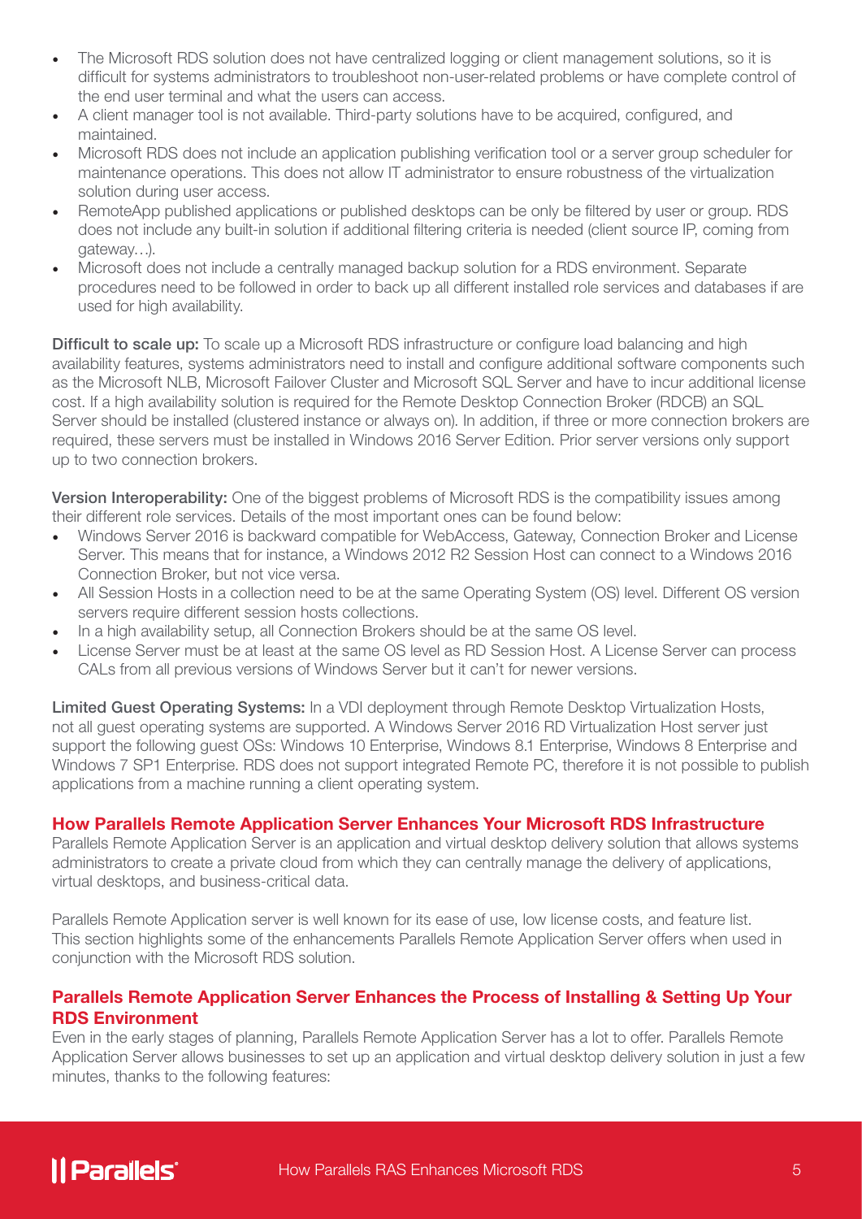- The Microsoft RDS solution does not have centralized logging or client management solutions, so it is difficult for systems administrators to troubleshoot non-user-related problems or have complete control of the end user terminal and what the users can access.
- A client manager tool is not available. Third-party solutions have to be acquired, configured, and maintained.
- Microsoft RDS does not include an application publishing verification tool or a server group scheduler for maintenance operations. This does not allow IT administrator to ensure robustness of the virtualization solution during user access.
- RemoteApp published applications or published desktops can be only be filtered by user or group. RDS does not include any built-in solution if additional filtering criteria is needed (client source IP, coming from gateway…).
- Microsoft does not include a centrally managed backup solution for a RDS environment. Separate procedures need to be followed in order to back up all different installed role services and databases if are used for high availability.

**Difficult to scale up:** To scale up a Microsoft RDS infrastructure or configure load balancing and high availability features, systems administrators need to install and configure additional software components such as the Microsoft NLB, Microsoft Failover Cluster and Microsoft SQL Server and have to incur additional license cost. If a high availability solution is required for the Remote Desktop Connection Broker (RDCB) an SQL Server should be installed (clustered instance or always on). In addition, if three or more connection brokers are required, these servers must be installed in Windows 2016 Server Edition. Prior server versions only support up to two connection brokers.

**Version Interoperability:** One of the biggest problems of Microsoft RDS is the compatibility issues among their different role services. Details of the most important ones can be found below:

- Windows Server 2016 is backward compatible for WebAccess, Gateway, Connection Broker and License Server. This means that for instance, a Windows 2012 R2 Session Host can connect to a Windows 2016 Connection Broker, but not vice versa.
- All Session Hosts in a collection need to be at the same Operating System (OS) level. Different OS version servers require different session hosts collections.
- In a high availability setup, all Connection Brokers should be at the same OS level.
- License Server must be at least at the same OS level as RD Session Host. A License Server can process CALs from all previous versions of Windows Server but it can't for newer versions.

**Limited Guest Operating Systems:** In a VDI deployment through Remote Desktop Virtualization Hosts, not all guest operating systems are supported. A Windows Server 2016 RD Virtualization Host server just support the following guest OSs: Windows 10 Enterprise, Windows 8.1 Enterprise, Windows 8 Enterprise and Windows 7 SP1 Enterprise. RDS does not support integrated Remote PC, therefore it is not possible to publish applications from a machine running a client operating system.

## How Parallels Remote Application Server Enhances Your Microsoft RDS Infrastructure

Parallels Remote Application Server is an application and virtual desktop delivery solution that allows systems administrators to create a private cloud from which they can centrally manage the delivery of applications, virtual desktops, and business-critical data.

Parallels Remote Application server is well known for its ease of use, low license costs, and feature list. This section highlights some of the enhancements Parallels Remote Application Server offers when used in conjunction with the Microsoft RDS solution.

### Parallels Remote Application Server Enhances the Process of Installing & Setting Up Your RDS Environment

Even in the early stages of planning, Parallels Remote Application Server has a lot to offer. Parallels Remote Application Server allows businesses to set up an application and virtual desktop delivery solution in just a few minutes, thanks to the following features: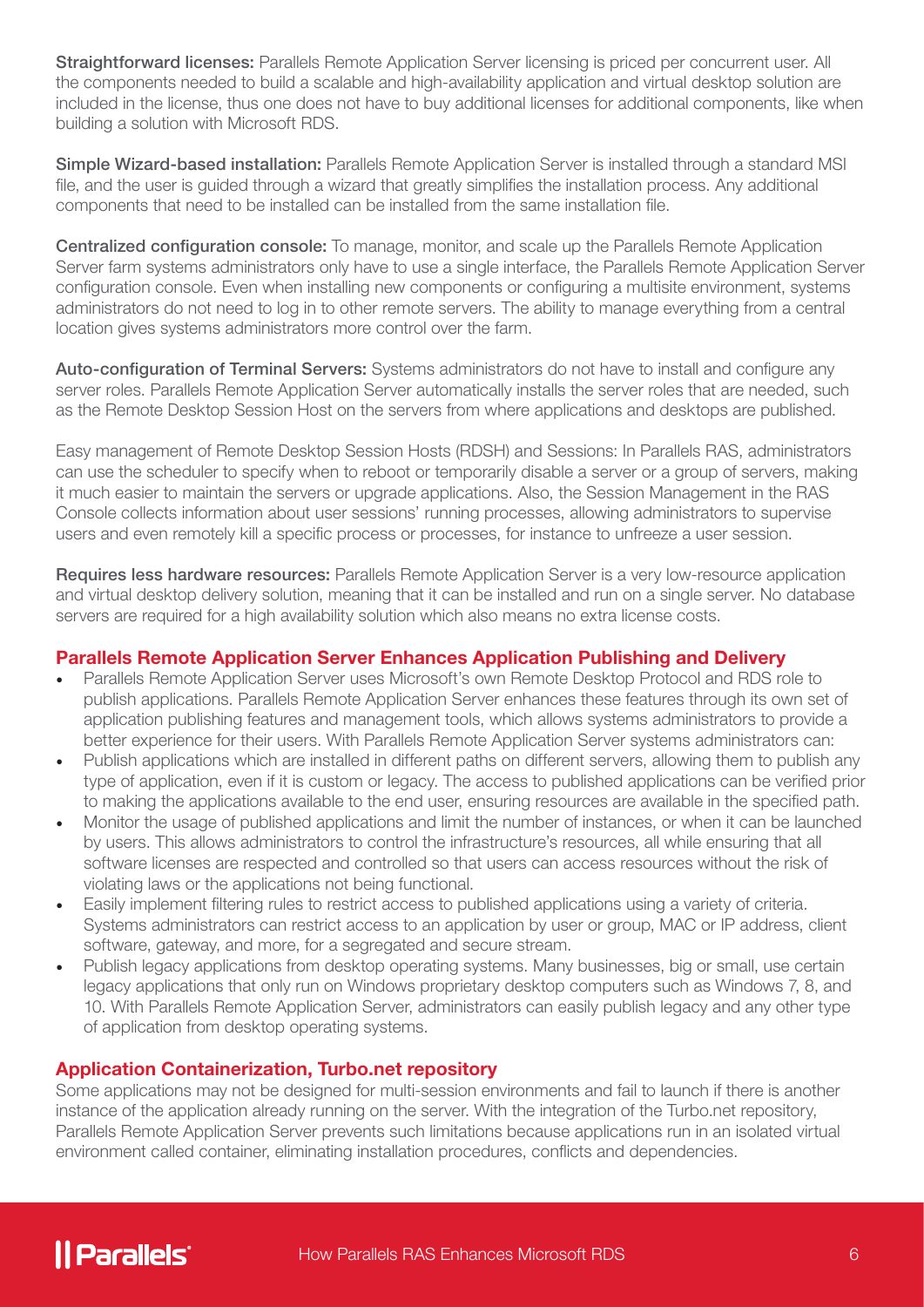**Straightforward licenses:** Parallels Remote Application Server licensing is priced per concurrent user. All the components needed to build a scalable and high-availability application and virtual desktop solution are included in the license, thus one does not have to buy additional licenses for additional components, like when building a solution with Microsoft RDS.

**Simple Wizard-based installation:** Parallels Remote Application Server is installed through a standard MSI file, and the user is guided through a wizard that greatly simplifies the installation process. Any additional components that need to be installed can be installed from the same installation file.

**Centralized configuration console:** To manage, monitor, and scale up the Parallels Remote Application Server farm systems administrators only have to use a single interface, the Parallels Remote Application Server configuration console. Even when installing new components or configuring a multisite environment, systems administrators do not need to log in to other remote servers. The ability to manage everything from a central location gives systems administrators more control over the farm.

**Auto-configuration of Terminal Servers:** Systems administrators do not have to install and configure any server roles. Parallels Remote Application Server automatically installs the server roles that are needed, such as the Remote Desktop Session Host on the servers from where applications and desktops are published.

Easy management of Remote Desktop Session Hosts (RDSH) and Sessions: In Parallels RAS, administrators can use the scheduler to specify when to reboot or temporarily disable a server or a group of servers, making it much easier to maintain the servers or upgrade applications. Also, the Session Management in the RAS Console collects information about user sessions' running processes, allowing administrators to supervise users and even remotely kill a specific process or processes, for instance to unfreeze a user session.

**Requires less hardware resources:** Parallels Remote Application Server is a very low-resource application and virtual desktop delivery solution, meaning that it can be installed and run on a single server. No database servers are required for a high availability solution which also means no extra license costs.

## Parallels Remote Application Server Enhances Application Publishing and Delivery

- Parallels Remote Application Server uses Microsoft's own Remote Desktop Protocol and RDS role to publish applications. Parallels Remote Application Server enhances these features through its own set of application publishing features and management tools, which allows systems administrators to provide a better experience for their users. With Parallels Remote Application Server systems administrators can:
- Publish applications which are installed in different paths on different servers, allowing them to publish any type of application, even if it is custom or legacy. The access to published applications can be verified prior to making the applications available to the end user, ensuring resources are available in the specified path.
- Monitor the usage of published applications and limit the number of instances, or when it can be launched by users. This allows administrators to control the infrastructure's resources, all while ensuring that all software licenses are respected and controlled so that users can access resources without the risk of violating laws or the applications not being functional.
- Easily implement filtering rules to restrict access to published applications using a variety of criteria. Systems administrators can restrict access to an application by user or group, MAC or IP address, client software, gateway, and more, for a segregated and secure stream.
- Publish legacy applications from desktop operating systems. Many businesses, big or small, use certain legacy applications that only run on Windows proprietary desktop computers such as Windows 7, 8, and 10. With Parallels Remote Application Server, administrators can easily publish legacy and any other type of application from desktop operating systems.

## Application Containerization, Turbo.net repository

Some applications may not be designed for multi-session environments and fail to launch if there is another instance of the application already running on the server. With the integration of the Turbo.net repository, Parallels Remote Application Server prevents such limitations because applications run in an isolated virtual environment called container, eliminating installation procedures, conflicts and dependencies.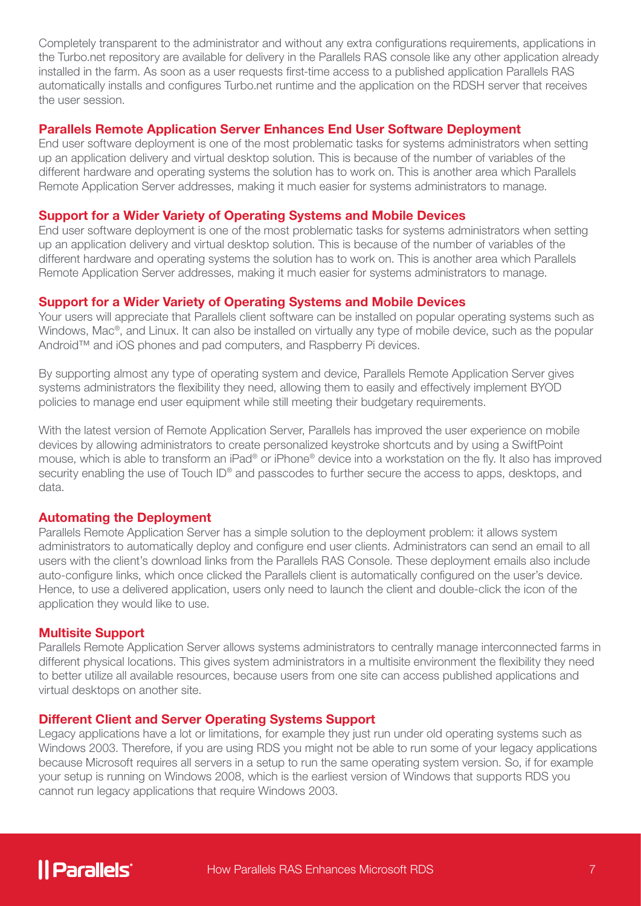Completely transparent to the administrator and without any extra configurations requirements, applications in the Turbo.net repository are available for delivery in the Parallels RAS console like any other application already installed in the farm. As soon as a user requests first-time access to a published application Parallels RAS automatically installs and configures Turbo.net runtime and the application on the RDSH server that receives the user session.

### Parallels Remote Application Server Enhances End User Software Deployment

End user software deployment is one of the most problematic tasks for systems administrators when setting up an application delivery and virtual desktop solution. This is because of the number of variables of the different hardware and operating systems the solution has to work on. This is another area which Parallels Remote Application Server addresses, making it much easier for systems administrators to manage.

### Support for a Wider Variety of Operating Systems and Mobile Devices

End user software deployment is one of the most problematic tasks for systems administrators when setting up an application delivery and virtual desktop solution. This is because of the number of variables of the different hardware and operating systems the solution has to work on. This is another area which Parallels Remote Application Server addresses, making it much easier for systems administrators to manage.

### Support for a Wider Variety of Operating Systems and Mobile Devices

Your users will appreciate that Parallels client software can be installed on popular operating systems such as Windows, Mac®, and Linux. It can also be installed on virtually any type of mobile device, such as the popular Android™ and iOS phones and pad computers, and Raspberry Pi devices.

By supporting almost any type of operating system and device, Parallels Remote Application Server gives systems administrators the flexibility they need, allowing them to easily and effectively implement BYOD policies to manage end user equipment while still meeting their budgetary requirements.

With the latest version of Remote Application Server, Parallels has improved the user experience on mobile devices by allowing administrators to create personalized keystroke shortcuts and by using a SwiftPoint mouse, which is able to transform an iPad® or iPhone® device into a workstation on the fly. It also has improved security enabling the use of Touch ID® and passcodes to further secure the access to apps, desktops, and data.

### Automating the Deployment

Parallels Remote Application Server has a simple solution to the deployment problem: it allows system administrators to automatically deploy and configure end user clients. Administrators can send an email to all users with the client's download links from the Parallels RAS Console. These deployment emails also include auto-configure links, which once clicked the Parallels client is automatically configured on the user's device. Hence, to use a delivered application, users only need to launch the client and double-click the icon of the application they would like to use.

### Multisite Support

Parallels Remote Application Server allows systems administrators to centrally manage interconnected farms in different physical locations. This gives system administrators in a multisite environment the flexibility they need to better utilize all available resources, because users from one site can access published applications and virtual desktops on another site.

### Different Client and Server Operating Systems Support

Legacy applications have a lot or limitations, for example they just run under old operating systems such as Windows 2003. Therefore, if you are using RDS you might not be able to run some of your legacy applications because Microsoft requires all servers in a setup to run the same operating system version. So, if for example your setup is running on Windows 2008, which is the earliest version of Windows that supports RDS you cannot run legacy applications that require Windows 2003.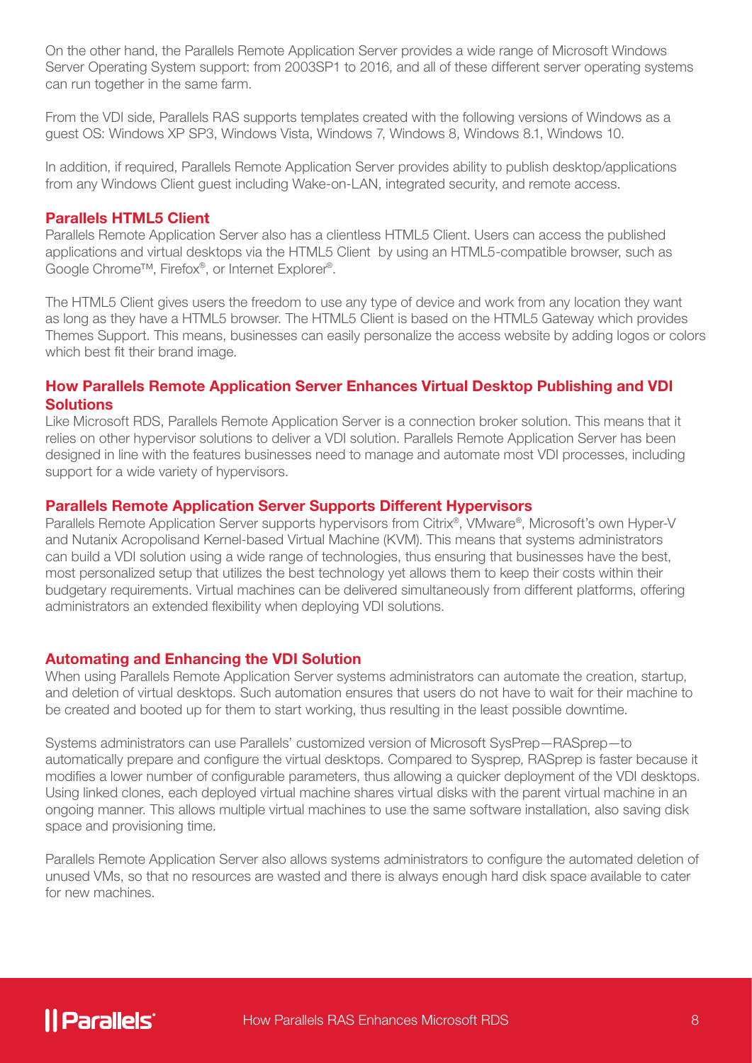On the other hand, the Parallels Remote Application Server provides a wide range of Microsoft Windows Server Operating System support: from 2003SP1 to 2016, and all of these different server operating systems can run together in the same farm.

From the VDI side, Parallels RAS supports templates created with the following versions of Windows as a guest OS: Windows XP SP3, Windows Vista, Windows 7, Windows 8, Windows 8.1, Windows 10.

In addition, if required, Parallels Remote Application Server provides ability to publish desktop/applications from any Windows Client guest including Wake-on-LAN, integrated security, and remote access.

## Parallels HTML5 Client

Parallels Remote Application Server also has a clientless HTML5 Client. Users can access the published applications and virtual desktops via the HTML5 Client by using an HTML5-compatible browser, such as Google Chrome™, Firefox®, or Internet Explorer®.

The HTML5 Client gives users the freedom to use any type of device and work from any location they want as long as they have a HTML5 browser. The HTML5 Client is based on the HTML5 Gateway which provides Themes Support. This means, businesses can easily personalize the access website by adding logos or colors which best fit their brand image.

## How Parallels Remote Application Server Enhances Virtual Desktop Publishing and VDI Solutions

Like Microsoft RDS, Parallels Remote Application Server is a connection broker solution. This means that it relies on other hypervisor solutions to deliver a VDI solution. Parallels Remote Application Server has been designed in line with the features businesses need to manage and automate most VDI processes, including support for a wide variety of hypervisors.

## Parallels Remote Application Server Supports Different Hypervisors

Parallels Remote Application Server supports hypervisors from Citrix®, VMware®, Microsoft's own Hyper-V and Nutanix Acropolisand Kernel-based Virtual Machine (KVM). This means that systems administrators can build a VDI solution using a wide range of technologies, thus ensuring that businesses have the best, most personalized setup that utilizes the best technology yet allows them to keep their costs within their budgetary requirements. Virtual machines can be delivered simultaneously from different platforms, offering administrators an extended flexibility when deploying VDI solutions.

## Automating and Enhancing the VDI Solution

When using Parallels Remote Application Server systems administrators can automate the creation, startup, and deletion of virtual desktops. Such automation ensures that users do not have to wait for their machine to be created and booted up for them to start working, thus resulting in the least possible downtime.

Systems administrators can use Parallels' customized version of Microsoft SysPrep—RASprep—to automatically prepare and configure the virtual desktops. Compared to Sysprep, RASprep is faster because it modifies a lower number of configurable parameters, thus allowing a quicker deployment of the VDI desktops. Using linked clones, each deployed virtual machine shares virtual disks with the parent virtual machine in an ongoing manner. This allows multiple virtual machines to use the same software installation, also saving disk space and provisioning time.

Parallels Remote Application Server also allows systems administrators to configure the automated deletion of unused VMs, so that no resources are wasted and there is always enough hard disk space available to cater for new machines.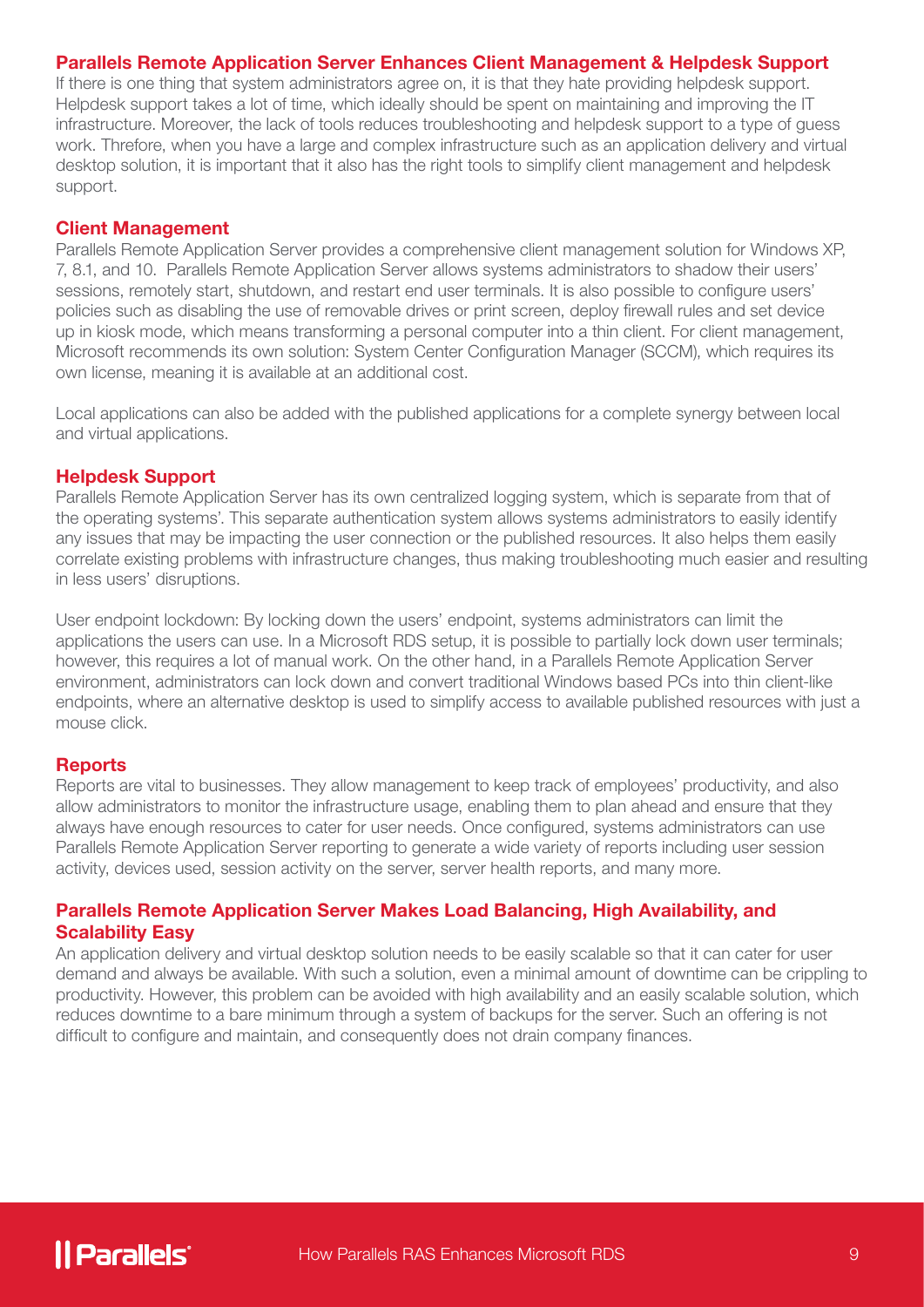## Parallels Remote Application Server Enhances Client Management & Helpdesk Support

If there is one thing that system administrators agree on, it is that they hate providing helpdesk support. Helpdesk support takes a lot of time, which ideally should be spent on maintaining and improving the IT infrastructure. Moreover, the lack of tools reduces troubleshooting and helpdesk support to a type of guess work. Threfore, when you have a large and complex infrastructure such as an application delivery and virtual desktop solution, it is important that it also has the right tools to simplify client management and helpdesk support.

### Client Management

Parallels Remote Application Server provides a comprehensive client management solution for Windows XP, 7, 8.1, and 10. Parallels Remote Application Server allows systems administrators to shadow their users' sessions, remotely start, shutdown, and restart end user terminals. It is also possible to configure users' policies such as disabling the use of removable drives or print screen, deploy firewall rules and set device up in kiosk mode, which means transforming a personal computer into a thin client. For client management, Microsoft recommends its own solution: System Center Configuration Manager (SCCM), which requires its own license, meaning it is available at an additional cost.

Local applications can also be added with the published applications for a complete synergy between local and virtual applications.

### Helpdesk Support

Parallels Remote Application Server has its own centralized logging system, which is separate from that of the operating systems'. This separate authentication system allows systems administrators to easily identify any issues that may be impacting the user connection or the published resources. It also helps them easily correlate existing problems with infrastructure changes, thus making troubleshooting much easier and resulting in less users' disruptions.

User endpoint lockdown: By locking down the users' endpoint, systems administrators can limit the applications the users can use. In a Microsoft RDS setup, it is possible to partially lock down user terminals; however, this requires a lot of manual work. On the other hand, in a Parallels Remote Application Server environment, administrators can lock down and convert traditional Windows based PCs into thin client-like endpoints, where an alternative desktop is used to simplify access to available published resources with just a mouse click.

### Reports

Reports are vital to businesses. They allow management to keep track of employees' productivity, and also allow administrators to monitor the infrastructure usage, enabling them to plan ahead and ensure that they always have enough resources to cater for user needs. Once configured, systems administrators can use Parallels Remote Application Server reporting to generate a wide variety of reports including user session activity, devices used, session activity on the server, server health reports, and many more.

## Parallels Remote Application Server Makes Load Balancing, High Availability, and Scalability Easy

An application delivery and virtual desktop solution needs to be easily scalable so that it can cater for user demand and always be available. With such a solution, even a minimal amount of downtime can be crippling to productivity. However, this problem can be avoided with high availability and an easily scalable solution, which reduces downtime to a bare minimum through a system of backups for the server. Such an offering is not difficult to configure and maintain, and consequently does not drain company finances.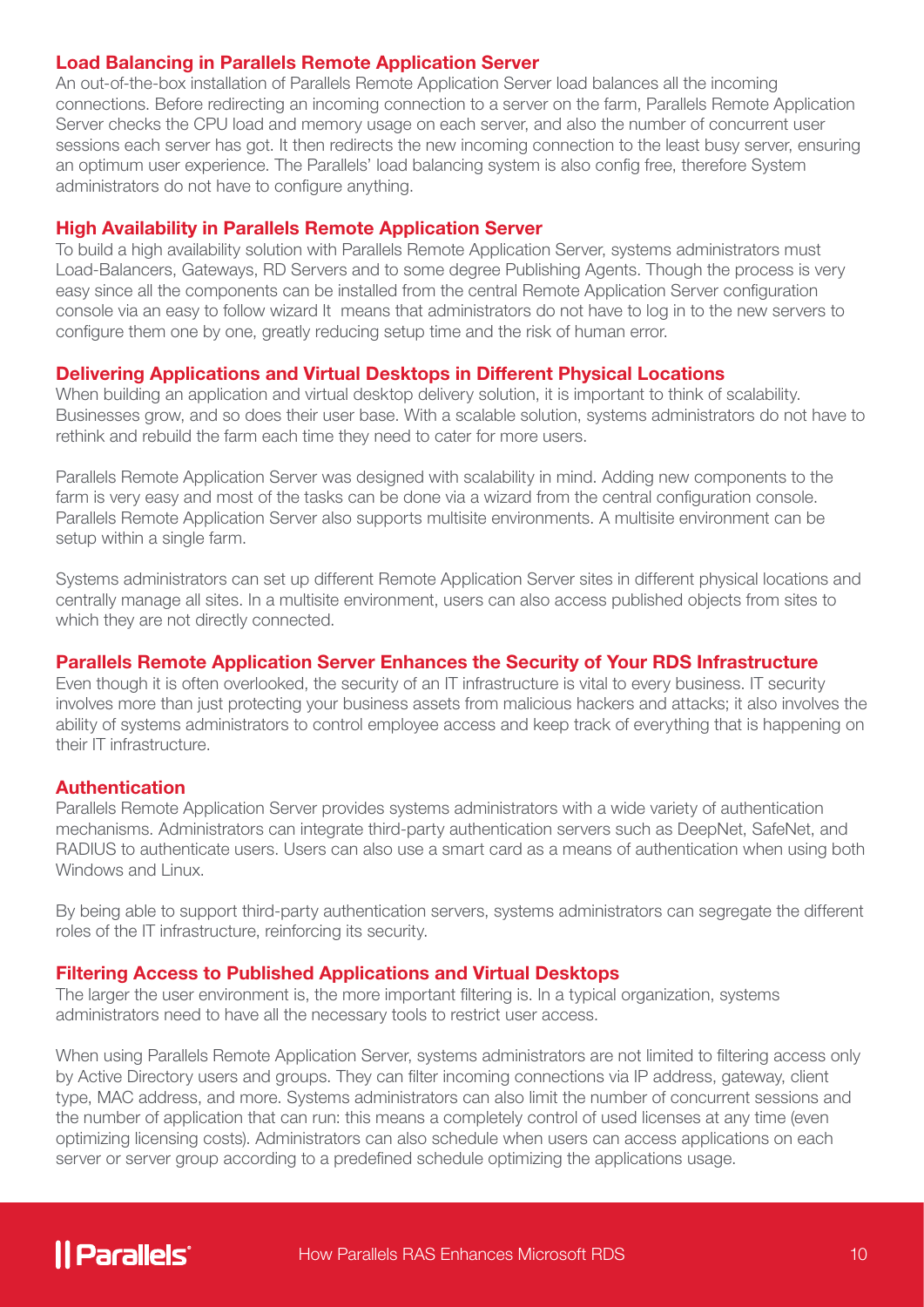## Load Balancing in Parallels Remote Application Server

An out-of-the-box installation of Parallels Remote Application Server load balances all the incoming connections. Before redirecting an incoming connection to a server on the farm, Parallels Remote Application Server checks the CPU load and memory usage on each server, and also the number of concurrent user sessions each server has got. It then redirects the new incoming connection to the least busy server, ensuring an optimum user experience. The Parallels' load balancing system is also config free, therefore System administrators do not have to configure anything.

## High Availability in Parallels Remote Application Server

To build a high availability solution with Parallels Remote Application Server, systems administrators must Load-Balancers, Gateways, RD Servers and to some degree Publishing Agents. Though the process is very easy since all the components can be installed from the central Remote Application Server configuration console via an easy to follow wizard It means that administrators do not have to log in to the new servers to configure them one by one, greatly reducing setup time and the risk of human error.

## Delivering Applications and Virtual Desktops in Different Physical Locations

When building an application and virtual desktop delivery solution, it is important to think of scalability. Businesses grow, and so does their user base. With a scalable solution, systems administrators do not have to rethink and rebuild the farm each time they need to cater for more users.

Parallels Remote Application Server was designed with scalability in mind. Adding new components to the farm is very easy and most of the tasks can be done via a wizard from the central configuration console. Parallels Remote Application Server also supports multisite environments. A multisite environment can be setup within a single farm.

Systems administrators can set up different Remote Application Server sites in different physical locations and centrally manage all sites. In a multisite environment, users can also access published objects from sites to which they are not directly connected.

## Parallels Remote Application Server Enhances the Security of Your RDS Infrastructure

Even though it is often overlooked, the security of an IT infrastructure is vital to every business. IT security involves more than just protecting your business assets from malicious hackers and attacks; it also involves the ability of systems administrators to control employee access and keep track of everything that is happening on their IT infrastructure.

## Authentication

Parallels Remote Application Server provides systems administrators with a wide variety of authentication mechanisms. Administrators can integrate third-party authentication servers such as DeepNet, SafeNet, and RADIUS to authenticate users. Users can also use a smart card as a means of authentication when using both Windows and Linux.

By being able to support third-party authentication servers, systems administrators can segregate the different roles of the IT infrastructure, reinforcing its security.

## Filtering Access to Published Applications and Virtual Desktops

The larger the user environment is, the more important filtering is. In a typical organization, systems administrators need to have all the necessary tools to restrict user access.

When using Parallels Remote Application Server, systems administrators are not limited to filtering access only by Active Directory users and groups. They can filter incoming connections via IP address, gateway, client type, MAC address, and more. Systems administrators can also limit the number of concurrent sessions and the number of application that can run: this means a completely control of used licenses at any time (even optimizing licensing costs). Administrators can also schedule when users can access applications on each server or server group according to a predefined schedule optimizing the applications usage.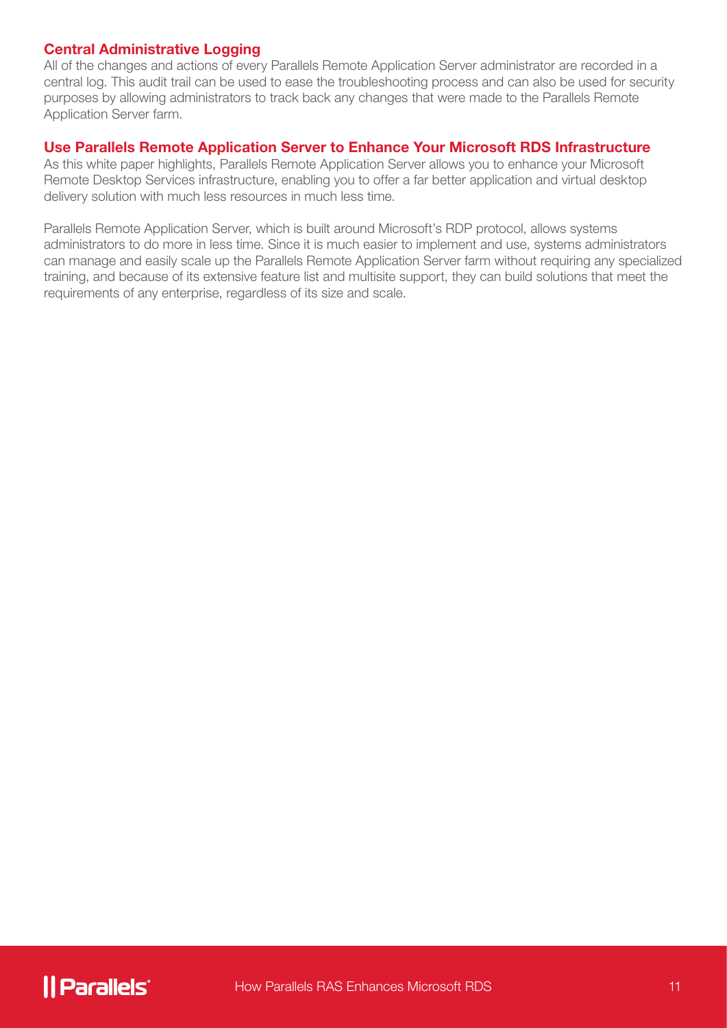## Central Administrative Logging

All of the changes and actions of every Parallels Remote Application Server administrator are recorded in a central log. This audit trail can be used to ease the troubleshooting process and can also be used for security purposes by allowing administrators to track back any changes that were made to the Parallels Remote Application Server farm.

## Use Parallels Remote Application Server to Enhance Your Microsoft RDS Infrastructure

As this white paper highlights, Parallels Remote Application Server allows you to enhance your Microsoft Remote Desktop Services infrastructure, enabling you to offer a far better application and virtual desktop delivery solution with much less resources in much less time.

Parallels Remote Application Server, which is built around Microsoft's RDP protocol, allows systems administrators to do more in less time. Since it is much easier to implement and use, systems administrators can manage and easily scale up the Parallels Remote Application Server farm without requiring any specialized training, and because of its extensive feature list and multisite support, they can build solutions that meet the requirements of any enterprise, regardless of its size and scale.